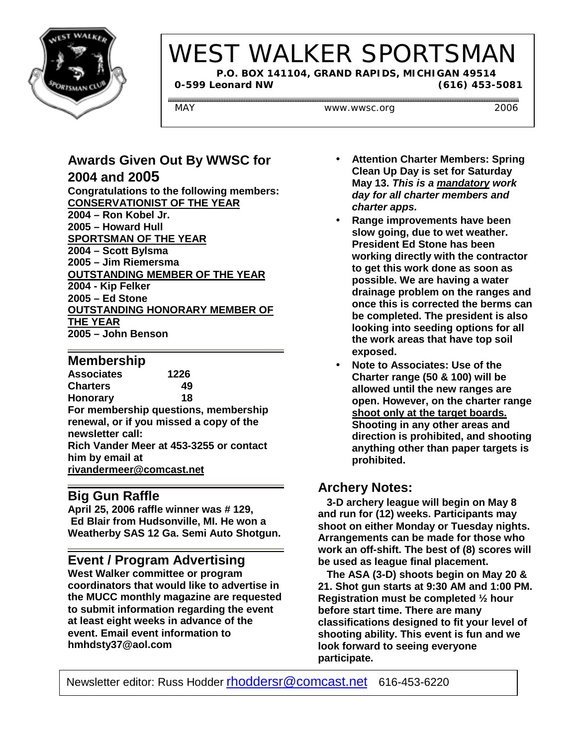# WEST WALKER SPORTSMAN

**P.O. BOX 141104, GRAND RAPIDS, MICHIGAN 49514**
**0-599 Leonard NW (616) 453-5081**

MAY www.wwsc.org 2006

## Awards Given Out By WWSC for 2004 and 2005

**Congratulations to the following members:**

**CONSERVATIONIST OF THE YEAR**
**2004 – Ron Kobel Jr.**
**2005 – Howard Hull**

**SPORTSMAN OF THE YEAR**
**2004 – Scott Bylsma**
**2005 – Jim Riemersma**

**OUTSTANDING MEMBER OF THE YEAR**
**2004 - Kip Felker**
**2005 – Ed Stone**

**OUTSTANDING HONORARY MEMBER OF THE YEAR**
**2005 – John Benson**

## Membership

| | |
|---|---|
| **Associates** | **1226** |
| **Charters** | **49** |
| **Honorary** | **18** |

**For membership questions, membership renewal, or if you missed a copy of the newsletter call:**
**Rich Vander Meer at 453-3255 or contact him by email at rivandermeer@comcast.net**

## Big Gun Raffle

**April 25, 2006 raffle winner was # 129, Ed Blair from Hudsonville, MI. He won a Weatherby SAS 12 Ga. Semi Auto Shotgun.**

## Event / Program Advertising

**West Walker committee or program coordinators that would like to advertise in the MUCC monthly magazine are requested to submit information regarding the event at least eight weeks in advance of the event. Email event information to hmhdsty37@aol.com**

- **Attention Charter Members: Spring Clean Up Day is set for Saturday May 13. *This is a mandatory work day for all charter members and charter apps.***
- **Range improvements have been slow going, due to wet weather. President Ed Stone has been working directly with the contractor to get this work done as soon as possible. We are having a water drainage problem on the ranges and once this is corrected the berms can be completed. The president is also looking into seeding options for all the work areas that have top soil exposed.**
- **Note to Associates: Use of the Charter range (50 & 100) will be allowed until the new ranges are open. However, on the charter range shoot only at the target boards. Shooting in any other areas and direction is prohibited, and shooting anything other than paper targets is prohibited.**

## Archery Notes:

**3-D archery league will begin on May 8 and run for (12) weeks. Participants may shoot on either Monday or Tuesday nights. Arrangements can be made for those who work an off-shift. The best of (8) scores will be used as league final placement.**

**The ASA (3-D) shoots begin on May 20 & 21. Shot gun starts at 9:30 AM and 1:00 PM. Registration must be completed ½ hour before start time. There are many classifications designed to fit your level of shooting ability. This event is fun and we look forward to seeing everyone participate.**

Newsletter editor: Russ Hodder rhoddersr@comcast.net 616-453-6220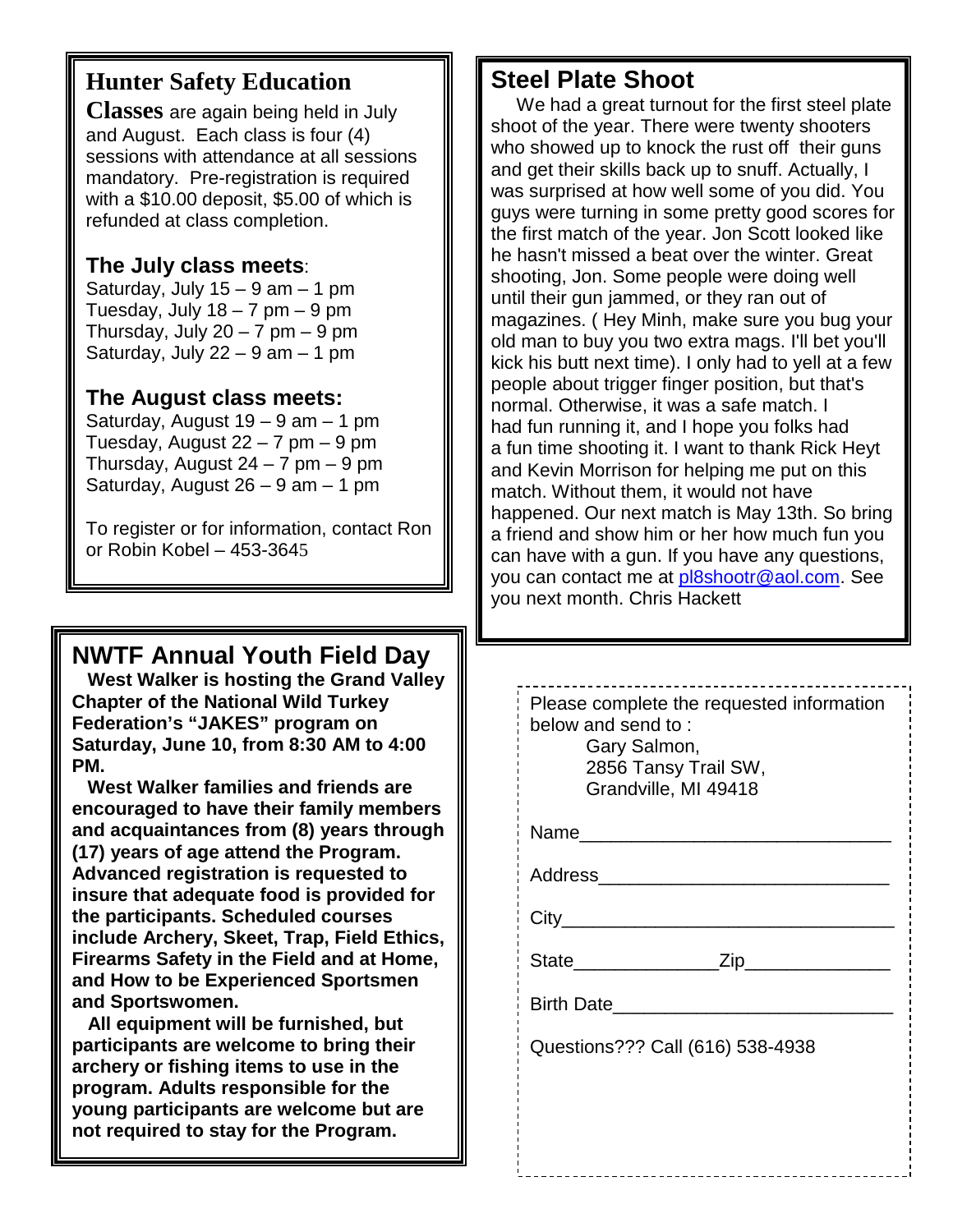## Hunter Safety Education

**Classes** are again being held in July and August. Each class is four (4) sessions with attendance at all sessions mandatory. Pre-registration is required with a $10.00 deposit, $5.00 of which is refunded at class completion.

### The July class meets:

Saturday, July 15 – 9 am – 1 pm
Tuesday, July 18 – 7 pm – 9 pm
Thursday, July 20 – 7 pm – 9 pm
Saturday, July 22 – 9 am – 1 pm

### The August class meets:

Saturday, August 19 – 9 am – 1 pm
Tuesday, August 22 – 7 pm – 9 pm
Thursday, August 24 – 7 pm – 9 pm
Saturday, August 26 – 9 am – 1 pm

To register or for information, contact Ron or Robin Kobel – 453-3645

## NWTF Annual Youth Field Day

**West Walker is hosting the Grand Valley Chapter of the National Wild Turkey Federation's "JAKES" program on Saturday, June 10, from 8:30 AM to 4:00 PM.**

**West Walker families and friends are encouraged to have their family members and acquaintances from (8) years through (17) years of age attend the Program. Advanced registration is requested to insure that adequate food is provided for the participants. Scheduled courses include Archery, Skeet, Trap, Field Ethics, Firearms Safety in the Field and at Home, and How to be Experienced Sportsmen and Sportswomen.**

**All equipment will be furnished, but participants are welcome to bring their archery or fishing items to use in the program. Adults responsible for the young participants are welcome but are not required to stay for the Program.**

## Steel Plate Shoot

We had a great turnout for the first steel plate shoot of the year. There were twenty shooters who showed up to knock the rust off their guns and get their skills back up to snuff. Actually, I was surprised at how well some of you did. You guys were turning in some pretty good scores for the first match of the year. Jon Scott looked like he hasn't missed a beat over the winter. Great shooting, Jon. Some people were doing well until their gun jammed, or they ran out of magazines. ( Hey Minh, make sure you bug your old man to buy you two extra mags. I'll bet you'll kick his butt next time). I only had to yell at a few people about trigger finger position, but that's normal. Otherwise, it was a safe match. I had fun running it, and I hope you folks had a fun time shooting it. I want to thank Rick Heyt and Kevin Morrison for helping me put on this match. Without them, it would not have happened. Our next match is May 13th. So bring a friend and show him or her how much fun you can have with a gun. If you have any questions, you can contact me at pl8shootr@aol.com. See you next month. Chris Hackett

---

Please complete the requested information below and send to :

Gary Salmon,
2856 Tansy Trail SW,
Grandville, MI 49418

Name______________________________

Address____________________________

City_________________________________

State_____________Zip_____________

Birth Date___________________________

Questions??? Call (616) 538-4938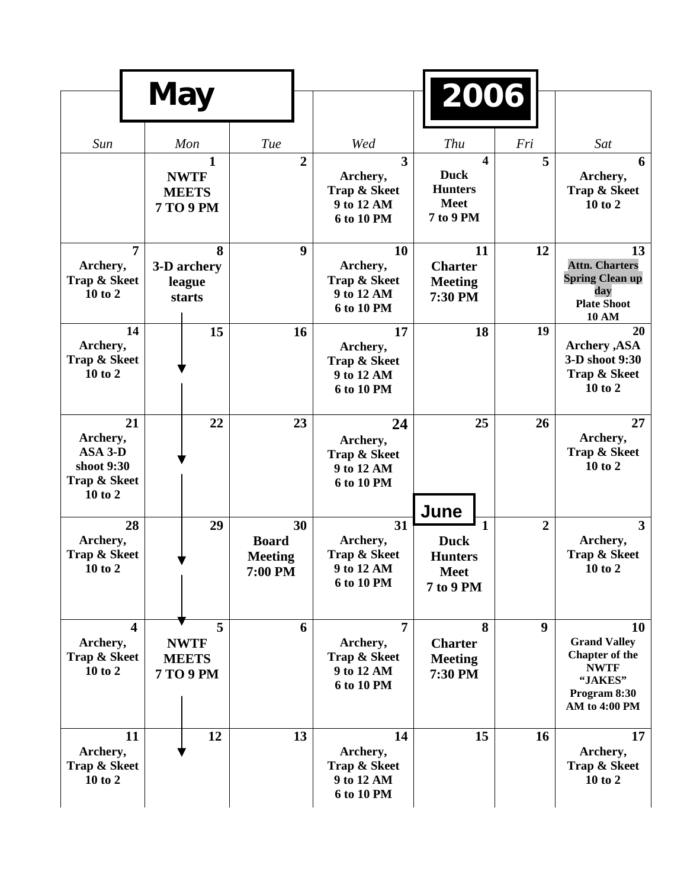# May 2006

| Sun | Mon | Tue | Wed | Thu | Fri | Sat |
|---|---|---|---|---|---|---|
| | 1 NWTF MEETS 7 TO 9 PM | 2 | 3 Archery, Trap & Skeet 9 to 12 AM 6 to 10 PM | 4 Duck Hunters Meet 7 to 9 PM | 5 | 6 Archery, Trap & Skeet 10 to 2 |
| 7 Archery, Trap & Skeet 10 to 2 | 8 3-D archery league starts | 9 | 10 Archery, Trap & Skeet 9 to 12 AM 6 to 10 PM | 11 Charter Meeting 7:30 PM | 12 | 13 Attn. Charters Spring Clean up day Plate Shoot 10 AM |
| 14 Archery, Trap & Skeet 10 to 2 | 15 | 16 | 17 Archery, Trap & Skeet 9 to 12 AM 6 to 10 PM | 18 | 19 | 20 Archery ,ASA 3-D shoot 9:30 Trap & Skeet 10 to 2 |
| 21 Archery, ASA 3-D shoot 9:30 Trap & Skeet 10 to 2 | 22 | 23 | 24 Archery, Trap & Skeet 9 to 12 AM 6 to 10 PM | 25 | 26 | 27 Archery, Trap & Skeet 10 to 2 |
| 28 Archery, Trap & Skeet 10 to 2 | 29 | 30 Board Meeting 7:00 PM | 31 Archery, Trap & Skeet 9 to 12 AM 6 to 10 PM | June 1 Duck Hunters Meet 7 to 9 PM | 2 | 3 Archery, Trap & Skeet 10 to 2 |
| 4 Archery, Trap & Skeet 10 to 2 | 5 NWTF MEETS 7 TO 9 PM | 6 | 7 Archery, Trap & Skeet 9 to 12 AM 6 to 10 PM | 8 Charter Meeting 7:30 PM | 9 | 10 Grand Valley Chapter of the NWTF "JAKES" Program 8:30 AM to 4:00 PM |
| 11 Archery, Trap & Skeet 10 to 2 | 12 | 13 | 14 Archery, Trap & Skeet 9 to 12 AM 6 to 10 PM | 15 | 16 | 17 Archery, Trap & Skeet 10 to 2 |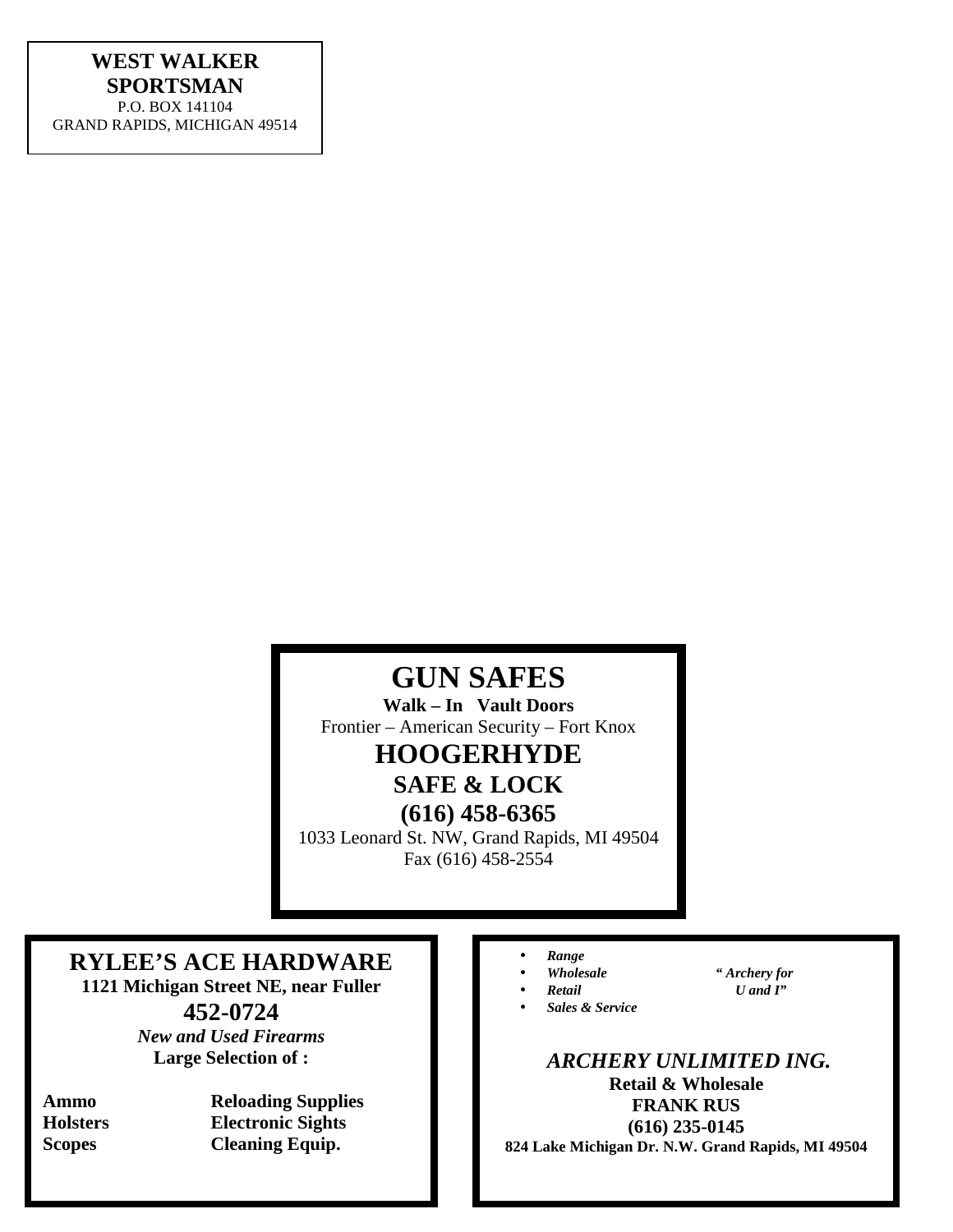**WEST WALKER SPORTSMAN**
P.O. BOX 141104
GRAND RAPIDS, MICHIGAN 49514

# GUN SAFES

**Walk – In Vault Doors**

Frontier – American Security – Fort Knox

## HOOGERHYDE

### SAFE & LOCK

### (616) 458-6365

1033 Leonard St. NW, Grand Rapids, MI 49504
Fax (616) 458-2554

## RYLEE'S ACE HARDWARE

**1121 Michigan Street NE, near Fuller**

### 452-0724

***New and Used Firearms***

**Large Selection of :**

| | |
|---|---|
| **Ammo** | **Reloading Supplies** |
| **Holsters** | **Electronic Sights** |
| **Scopes** | **Cleaning Equip.** |

- ***Range***
- ***Wholesale***
- ***Retail***
- ***Sales & Service***

***" Archery for U and I"***

### *ARCHERY UNLIMITED ING.*

**Retail & Wholesale**

**FRANK RUS**

**(616) 235-0145**

**824 Lake Michigan Dr. N.W. Grand Rapids, MI 49504**